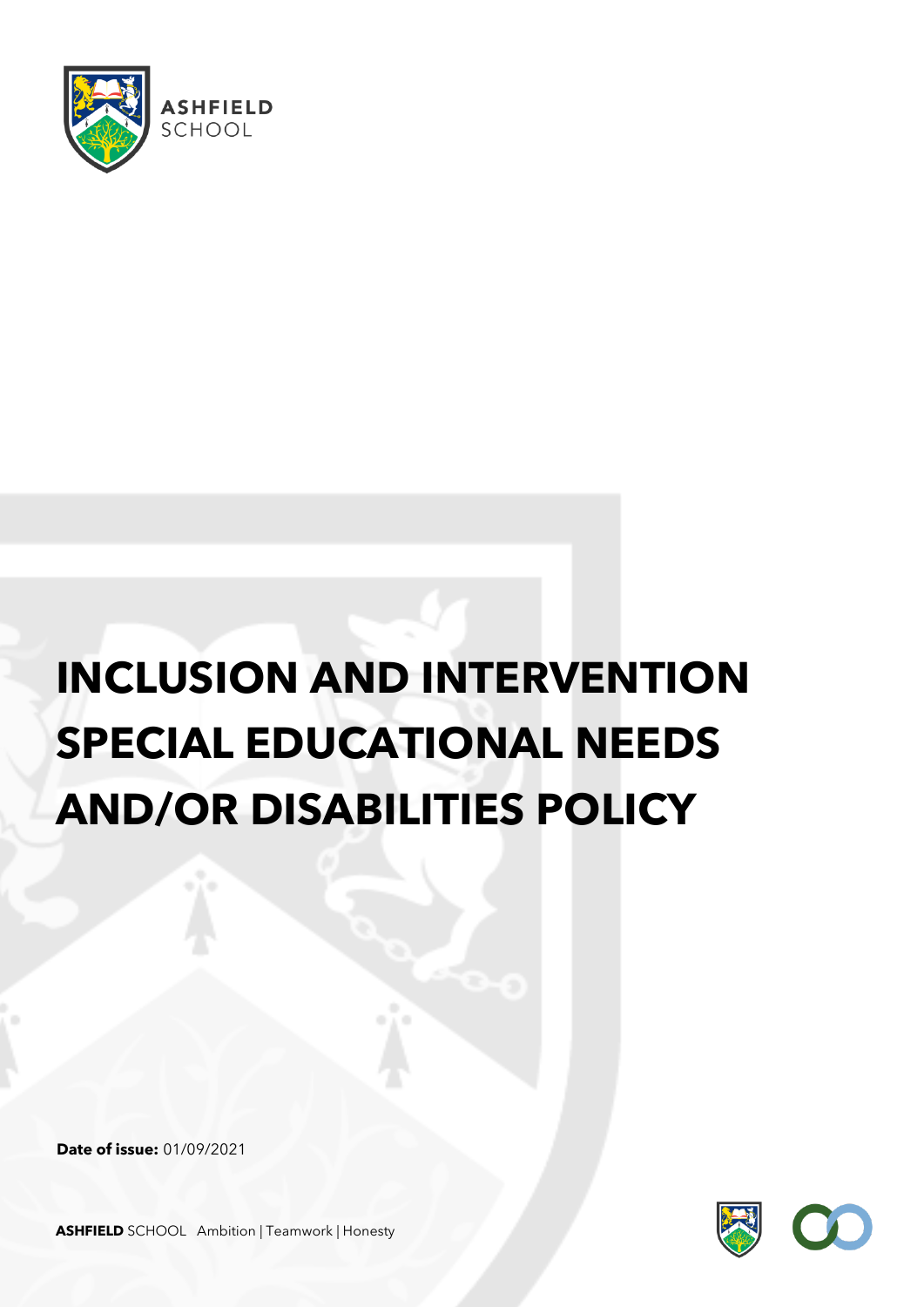ASHFIELD SCHOOL

# INCLUSION AND INTERVENTION SPECIAL EDUCATIONAL NEEDS AND/OR DISABILITIES POLICY

**Date of issue:** 01/09/2021

**ASHFIELD** SCHOOL Ambition | Teamwork | Honesty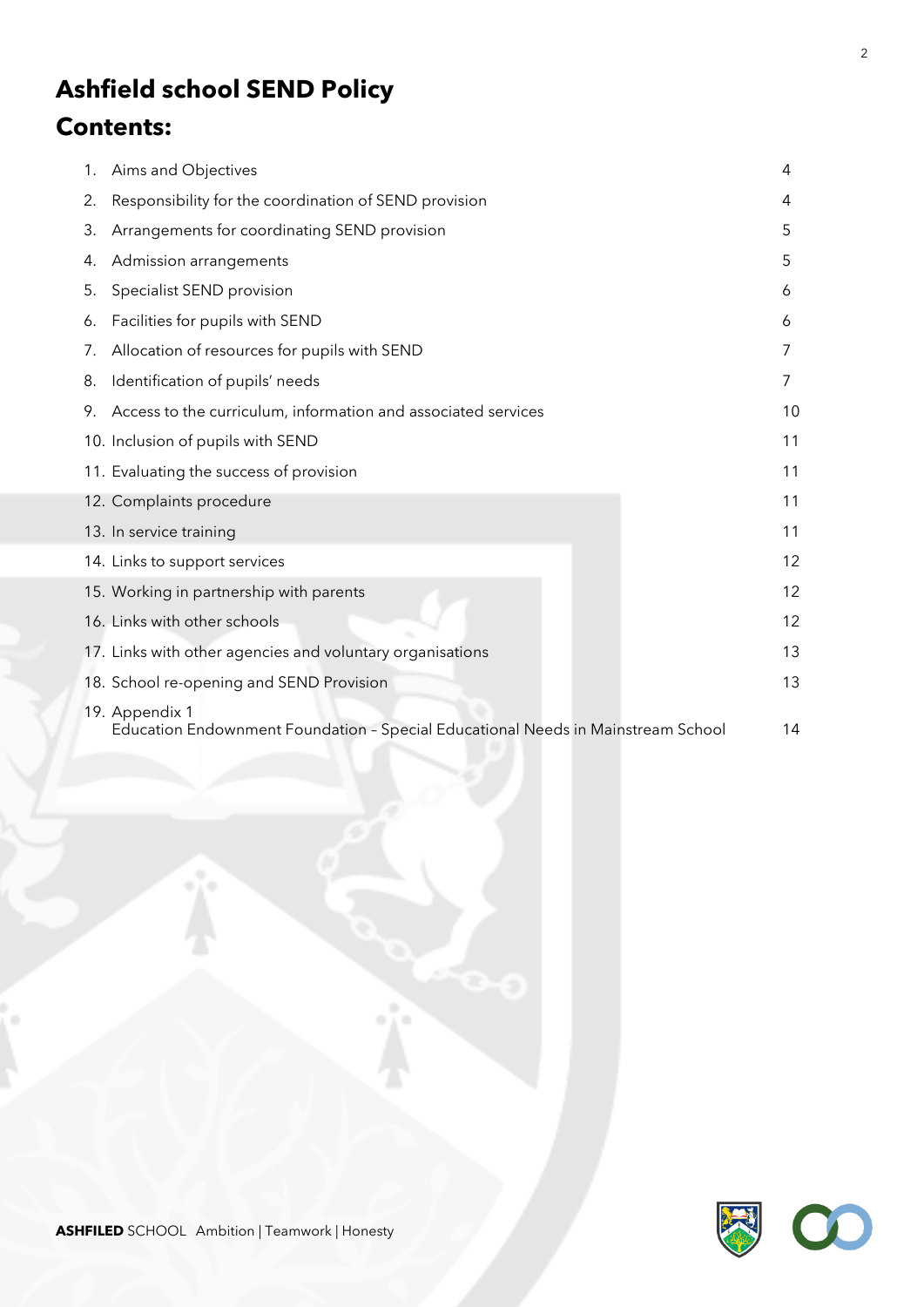# Ashfield school SEND Policy

## Contents:

| | | |
|---|---|---|
| 1. | Aims and Objectives | 4 |
| 2. | Responsibility for the coordination of SEND provision | 4 |
| 3. | Arrangements for coordinating SEND provision | 5 |
| 4. | Admission arrangements | 5 |
| 5. | Specialist SEND provision | 6 |
| 6. | Facilities for pupils with SEND | 6 |
| 7. | Allocation of resources for pupils with SEND | 7 |
| 8. | Identification of pupils' needs | 7 |
| 9. | Access to the curriculum, information and associated services | 10 |
| 10. | Inclusion of pupils with SEND | 11 |
| 11. | Evaluating the success of provision | 11 |
| 12. | Complaints procedure | 11 |
| 13. | In service training | 11 |
| 14. | Links to support services | 12 |
| 15. | Working in partnership with parents | 12 |
| 16. | Links with other schools | 12 |
| 17. | Links with other agencies and voluntary organisations | 13 |
| 18. | School re-opening and SEND Provision | 13 |
| 19. | Appendix 1<br>Education Endownment Foundation – Special Educational Needs in Mainstream School | 14 |

**ASHFILED** SCHOOL Ambition | Teamwork | Honesty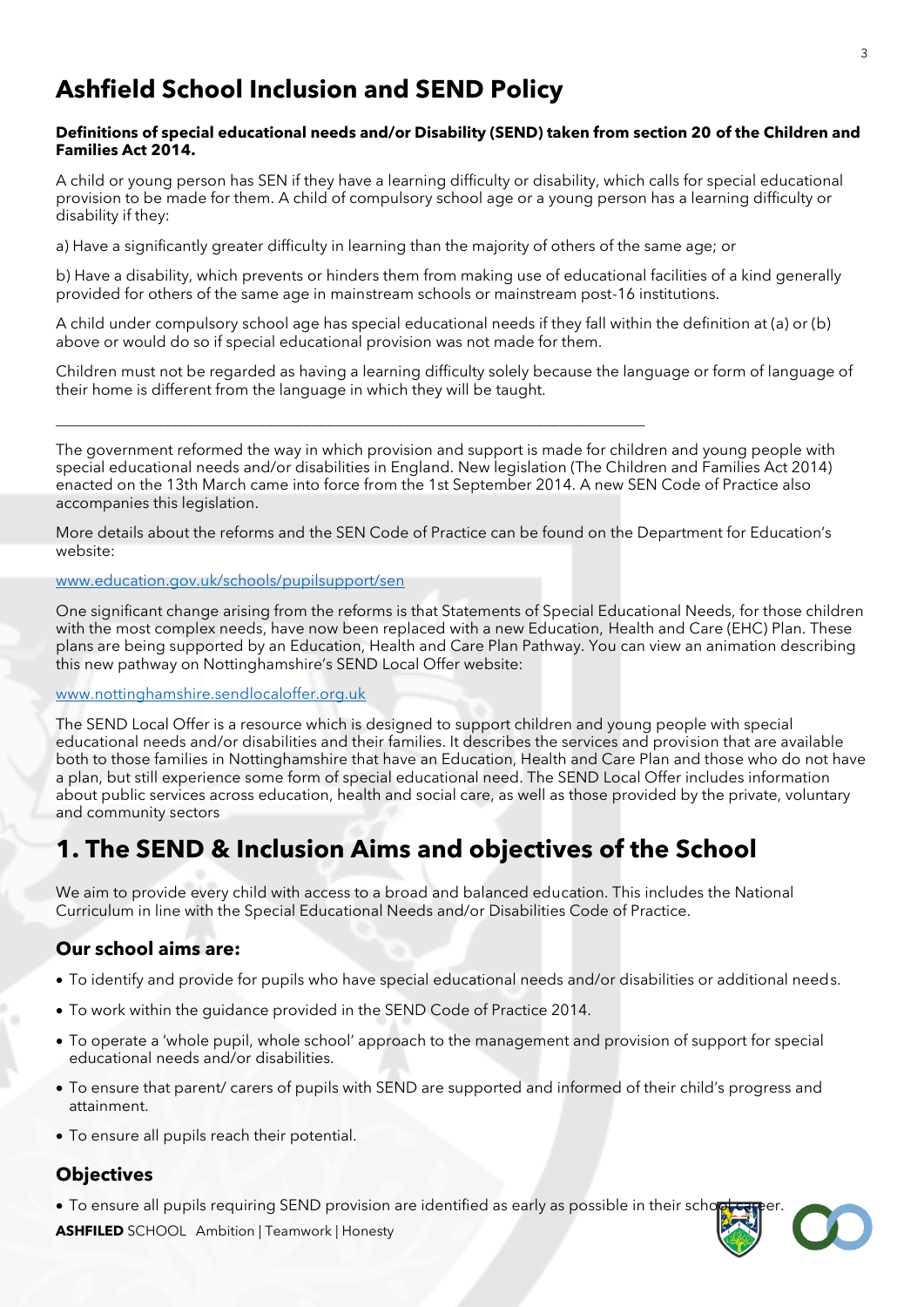# Ashfield School Inclusion and SEND Policy

**Definitions of special educational needs and/or Disability (SEND) taken from section 20 of the Children and Families Act 2014.**

A child or young person has SEN if they have a learning difficulty or disability, which calls for special educational provision to be made for them. A child of compulsory school age or a young person has a learning difficulty or disability if they:

a) Have a significantly greater difficulty in learning than the majority of others of the same age; or

b) Have a disability, which prevents or hinders them from making use of educational facilities of a kind generally provided for others of the same age in mainstream schools or mainstream post-16 institutions.

A child under compulsory school age has special educational needs if they fall within the definition at (a) or (b) above or would do so if special educational provision was not made for them.

Children must not be regarded as having a learning difficulty solely because the language or form of language of their home is different from the language in which they will be taught.

---

The government reformed the way in which provision and support is made for children and young people with special educational needs and/or disabilities in England. New legislation (The Children and Families Act 2014) enacted on the 13th March came into force from the 1st September 2014. A new SEN Code of Practice also accompanies this legislation.

More details about the reforms and the SEN Code of Practice can be found on the Department for Education's website:

[www.education.gov.uk/schools/pupilsupport/sen](www.education.gov.uk/schools/pupilsupport/sen)

One significant change arising from the reforms is that Statements of Special Educational Needs, for those children with the most complex needs, have now been replaced with a new Education, Health and Care (EHC) Plan. These plans are being supported by an Education, Health and Care Plan Pathway. You can view an animation describing this new pathway on Nottinghamshire's SEND Local Offer website:

[www.nottinghamshire.sendlocaloffer.org.uk](www.nottinghamshire.sendlocaloffer.org.uk)

The SEND Local Offer is a resource which is designed to support children and young people with special educational needs and/or disabilities and their families. It describes the services and provision that are available both to those families in Nottinghamshire that have an Education, Health and Care Plan and those who do not have a plan, but still experience some form of special educational need. The SEND Local Offer includes information about public services across education, health and social care, as well as those provided by the private, voluntary and community sectors

# 1. The SEND & Inclusion Aims and objectives of the School

We aim to provide every child with access to a broad and balanced education. This includes the National Curriculum in line with the Special Educational Needs and/or Disabilities Code of Practice.

## Our school aims are:

- To identify and provide for pupils who have special educational needs and/or disabilities or additional needs.
- To work within the guidance provided in the SEND Code of Practice 2014.
- To operate a 'whole pupil, whole school' approach to the management and provision of support for special educational needs and/or disabilities.
- To ensure that parent/ carers of pupils with SEND are supported and informed of their child's progress and attainment.
- To ensure all pupils reach their potential.

## Objectives

- To ensure all pupils requiring SEND provision are identified as early as possible in their school career.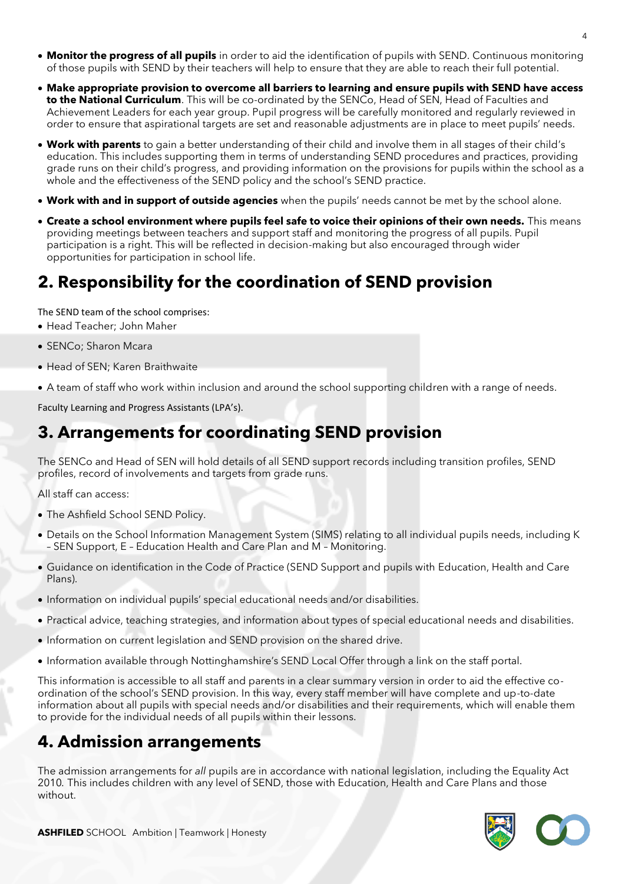- **Monitor the progress of all pupils** in order to aid the identification of pupils with SEND. Continuous monitoring of those pupils with SEND by their teachers will help to ensure that they are able to reach their full potential.
- **Make appropriate provision to overcome all barriers to learning and ensure pupils with SEND have access to the National Curriculum**. This will be co-ordinated by the SENCo, Head of SEN, Head of Faculties and Achievement Leaders for each year group. Pupil progress will be carefully monitored and regularly reviewed in order to ensure that aspirational targets are set and reasonable adjustments are in place to meet pupils' needs.
- **Work with parents** to gain a better understanding of their child and involve them in all stages of their child's education. This includes supporting them in terms of understanding SEND procedures and practices, providing grade runs on their child's progress, and providing information on the provisions for pupils within the school as a whole and the effectiveness of the SEND policy and the school's SEND practice.
- **Work with and in support of outside agencies** when the pupils' needs cannot be met by the school alone.
- **Create a school environment where pupils feel safe to voice their opinions of their own needs.** This means providing meetings between teachers and support staff and monitoring the progress of all pupils. Pupil participation is a right. This will be reflected in decision-making but also encouraged through wider opportunities for participation in school life.

## 2. Responsibility for the coordination of SEND provision

The SEND team of the school comprises:

- Head Teacher; John Maher
- SENCo; Sharon Mcara
- Head of SEN; Karen Braithwaite
- A team of staff who work within inclusion and around the school supporting children with a range of needs.

Faculty Learning and Progress Assistants (LPA's).

## 3. Arrangements for coordinating SEND provision

The SENCo and Head of SEN will hold details of all SEND support records including transition profiles, SEND profiles, record of involvements and targets from grade runs.

All staff can access:

- The Ashfield School SEND Policy.
- Details on the School Information Management System (SIMS) relating to all individual pupils needs, including K – SEN Support, E – Education Health and Care Plan and M – Monitoring.
- Guidance on identification in the Code of Practice (SEND Support and pupils with Education, Health and Care Plans).
- Information on individual pupils' special educational needs and/or disabilities.
- Practical advice, teaching strategies, and information about types of special educational needs and disabilities.
- Information on current legislation and SEND provision on the shared drive.
- Information available through Nottinghamshire's SEND Local Offer through a link on the staff portal.

This information is accessible to all staff and parents in a clear summary version in order to aid the effective co-ordination of the school's SEND provision. In this way, every staff member will have complete and up-to-date information about all pupils with special needs and/or disabilities and their requirements, which will enable them to provide for the individual needs of all pupils within their lessons.

## 4. Admission arrangements

The admission arrangements for *all* pupils are in accordance with national legislation, including the Equality Act 2010. This includes children with any level of SEND, those with Education, Health and Care Plans and those without.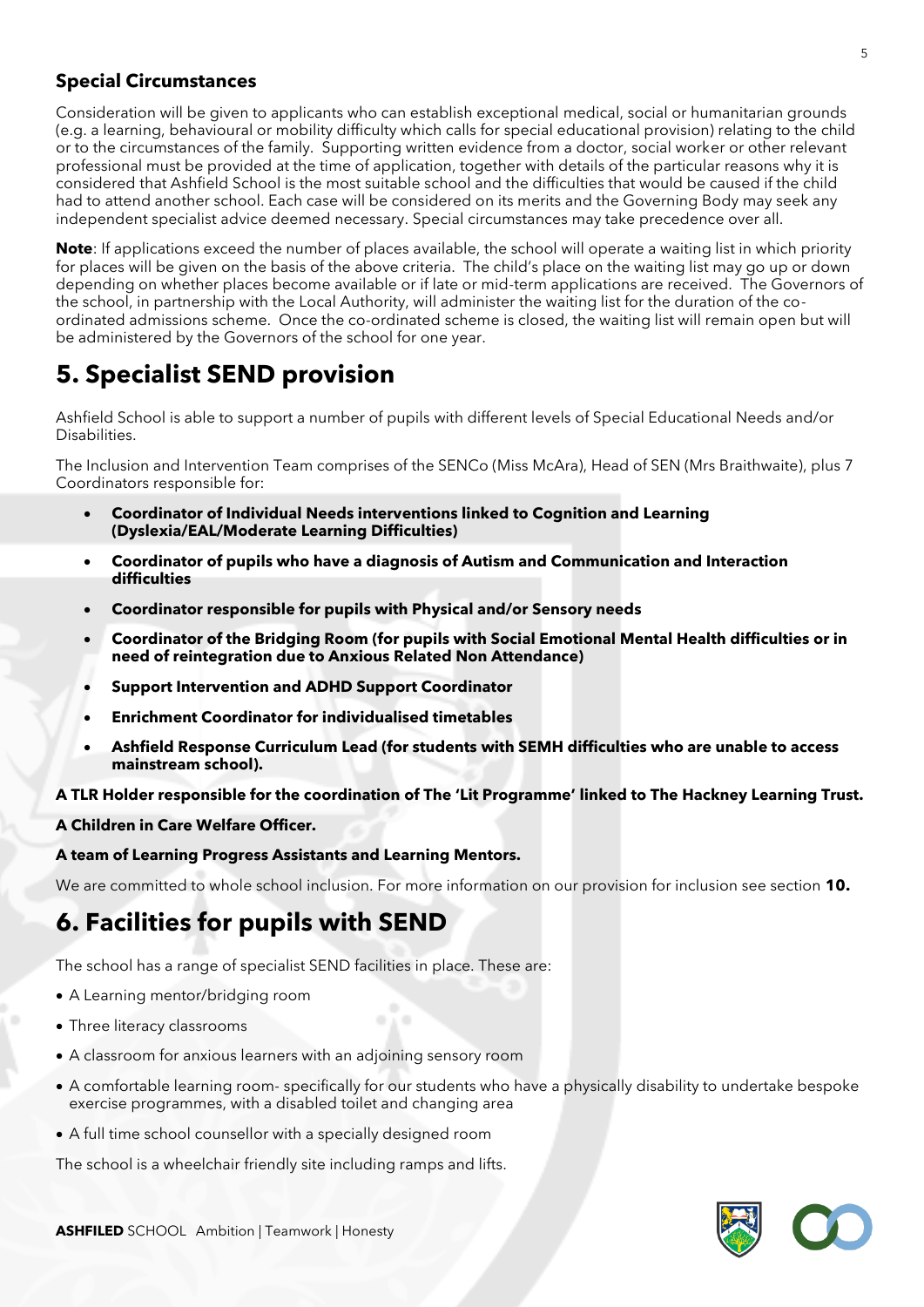### Special Circumstances

Consideration will be given to applicants who can establish exceptional medical, social or humanitarian grounds (e.g. a learning, behavioural or mobility difficulty which calls for special educational provision) relating to the child or to the circumstances of the family. Supporting written evidence from a doctor, social worker or other relevant professional must be provided at the time of application, together with details of the particular reasons why it is considered that Ashfield School is the most suitable school and the difficulties that would be caused if the child had to attend another school. Each case will be considered on its merits and the Governing Body may seek any independent specialist advice deemed necessary. Special circumstances may take precedence over all.

**Note**: If applications exceed the number of places available, the school will operate a waiting list in which priority for places will be given on the basis of the above criteria. The child's place on the waiting list may go up or down depending on whether places become available or if late or mid-term applications are received. The Governors of the school, in partnership with the Local Authority, will administer the waiting list for the duration of the co-ordinated admissions scheme. Once the co-ordinated scheme is closed, the waiting list will remain open but will be administered by the Governors of the school for one year.

# 5. Specialist SEND provision

Ashfield School is able to support a number of pupils with different levels of Special Educational Needs and/or Disabilities.

The Inclusion and Intervention Team comprises of the SENCo (Miss McAra), Head of SEN (Mrs Braithwaite), plus 7 Coordinators responsible for:

- **Coordinator of Individual Needs interventions linked to Cognition and Learning (Dyslexia/EAL/Moderate Learning Difficulties)**
- **Coordinator of pupils who have a diagnosis of Autism and Communication and Interaction difficulties**
- **Coordinator responsible for pupils with Physical and/or Sensory needs**
- **Coordinator of the Bridging Room (for pupils with Social Emotional Mental Health difficulties or in need of reintegration due to Anxious Related Non Attendance)**
- **Support Intervention and ADHD Support Coordinator**
- **Enrichment Coordinator for individualised timetables**
- **Ashfield Response Curriculum Lead (for students with SEMH difficulties who are unable to access mainstream school).**

**A TLR Holder responsible for the coordination of The 'Lit Programme' linked to The Hackney Learning Trust.**

**A Children in Care Welfare Officer.**

**A team of Learning Progress Assistants and Learning Mentors.**

We are committed to whole school inclusion. For more information on our provision for inclusion see section **10.**

# 6. Facilities for pupils with SEND

The school has a range of specialist SEND facilities in place. These are:

- A Learning mentor/bridging room
- Three literacy classrooms
- A classroom for anxious learners with an adjoining sensory room
- A comfortable learning room- specifically for our students who have a physically disability to undertake bespoke exercise programmes, with a disabled toilet and changing area
- A full time school counsellor with a specially designed room

The school is a wheelchair friendly site including ramps and lifts.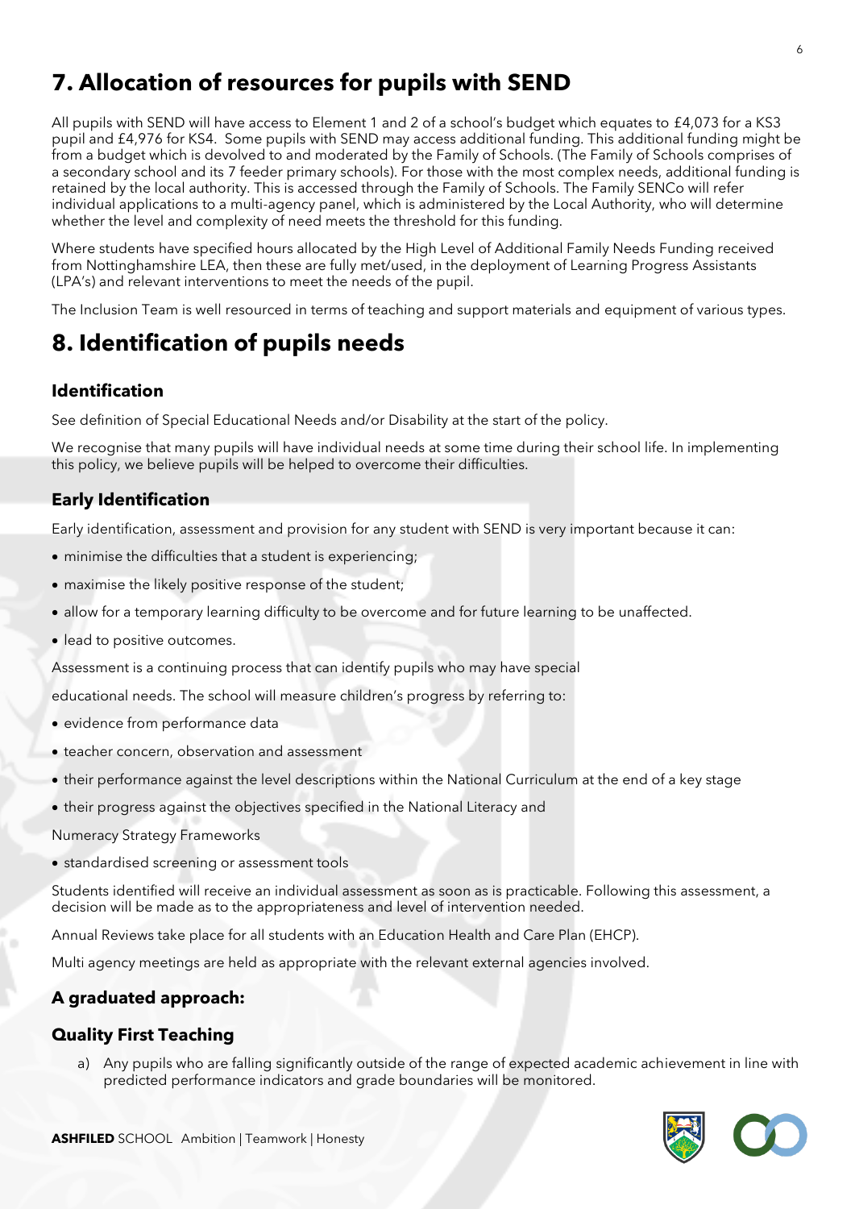# 7. Allocation of resources for pupils with SEND

All pupils with SEND will have access to Element 1 and 2 of a school's budget which equates to £4,073 for a KS3 pupil and £4,976 for KS4. Some pupils with SEND may access additional funding. This additional funding might be from a budget which is devolved to and moderated by the Family of Schools. (The Family of Schools comprises of a secondary school and its 7 feeder primary schools). For those with the most complex needs, additional funding is retained by the local authority. This is accessed through the Family of Schools. The Family SENCo will refer individual applications to a multi-agency panel, which is administered by the Local Authority, who will determine whether the level and complexity of need meets the threshold for this funding.

Where students have specified hours allocated by the High Level of Additional Family Needs Funding received from Nottinghamshire LEA, then these are fully met/used, in the deployment of Learning Progress Assistants (LPA's) and relevant interventions to meet the needs of the pupil.

The Inclusion Team is well resourced in terms of teaching and support materials and equipment of various types.

# 8. Identification of pupils needs

## Identification

See definition of Special Educational Needs and/or Disability at the start of the policy.

We recognise that many pupils will have individual needs at some time during their school life. In implementing this policy, we believe pupils will be helped to overcome their difficulties.

## Early Identification

Early identification, assessment and provision for any student with SEND is very important because it can:

- minimise the difficulties that a student is experiencing;
- maximise the likely positive response of the student;
- allow for a temporary learning difficulty to be overcome and for future learning to be unaffected.
- lead to positive outcomes.

Assessment is a continuing process that can identify pupils who may have special

educational needs. The school will measure children's progress by referring to:

- evidence from performance data
- teacher concern, observation and assessment
- their performance against the level descriptions within the National Curriculum at the end of a key stage
- their progress against the objectives specified in the National Literacy and

Numeracy Strategy Frameworks

- standardised screening or assessment tools

Students identified will receive an individual assessment as soon as is practicable. Following this assessment, a decision will be made as to the appropriateness and level of intervention needed.

Annual Reviews take place for all students with an Education Health and Care Plan (EHCP).

Multi agency meetings are held as appropriate with the relevant external agencies involved.

## A graduated approach:

## Quality First Teaching

a) Any pupils who are falling significantly outside of the range of expected academic achievement in line with predicted performance indicators and grade boundaries will be monitored.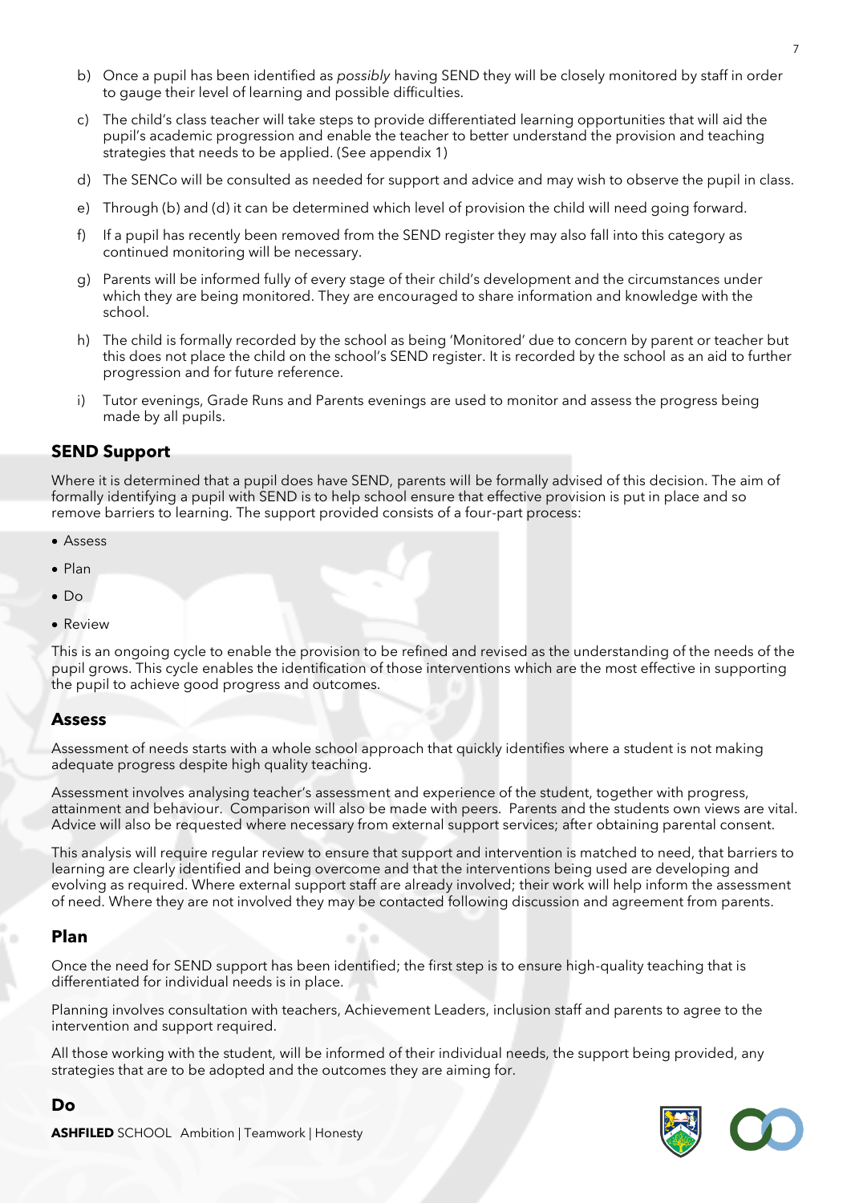b) Once a pupil has been identified as *possibly* having SEND they will be closely monitored by staff in order to gauge their level of learning and possible difficulties.

c) The child's class teacher will take steps to provide differentiated learning opportunities that will aid the pupil's academic progression and enable the teacher to better understand the provision and teaching strategies that needs to be applied. (See appendix 1)

d) The SENCo will be consulted as needed for support and advice and may wish to observe the pupil in class.

e) Through (b) and (d) it can be determined which level of provision the child will need going forward.

f) If a pupil has recently been removed from the SEND register they may also fall into this category as continued monitoring will be necessary.

g) Parents will be informed fully of every stage of their child's development and the circumstances under which they are being monitored. They are encouraged to share information and knowledge with the school.

h) The child is formally recorded by the school as being 'Monitored' due to concern by parent or teacher but this does not place the child on the school's SEND register. It is recorded by the school as an aid to further progression and for future reference.

i) Tutor evenings, Grade Runs and Parents evenings are used to monitor and assess the progress being made by all pupils.

## SEND Support

Where it is determined that a pupil does have SEND, parents will be formally advised of this decision. The aim of formally identifying a pupil with SEND is to help school ensure that effective provision is put in place and so remove barriers to learning. The support provided consists of a four-part process:

- Assess
- Plan
- Do
- Review

This is an ongoing cycle to enable the provision to be refined and revised as the understanding of the needs of the pupil grows. This cycle enables the identification of those interventions which are the most effective in supporting the pupil to achieve good progress and outcomes.

### Assess

Assessment of needs starts with a whole school approach that quickly identifies where a student is not making adequate progress despite high quality teaching.

Assessment involves analysing teacher's assessment and experience of the student, together with progress, attainment and behaviour. Comparison will also be made with peers. Parents and the students own views are vital. Advice will also be requested where necessary from external support services; after obtaining parental consent.

This analysis will require regular review to ensure that support and intervention is matched to need, that barriers to learning are clearly identified and being overcome and that the interventions being used are developing and evolving as required. Where external support staff are already involved; their work will help inform the assessment of need. Where they are not involved they may be contacted following discussion and agreement from parents.

### Plan

Once the need for SEND support has been identified; the first step is to ensure high-quality teaching that is differentiated for individual needs is in place.

Planning involves consultation with teachers, Achievement Leaders, inclusion staff and parents to agree to the intervention and support required.

All those working with the student, will be informed of their individual needs, the support being provided, any strategies that are to be adopted and the outcomes they are aiming for.

### Do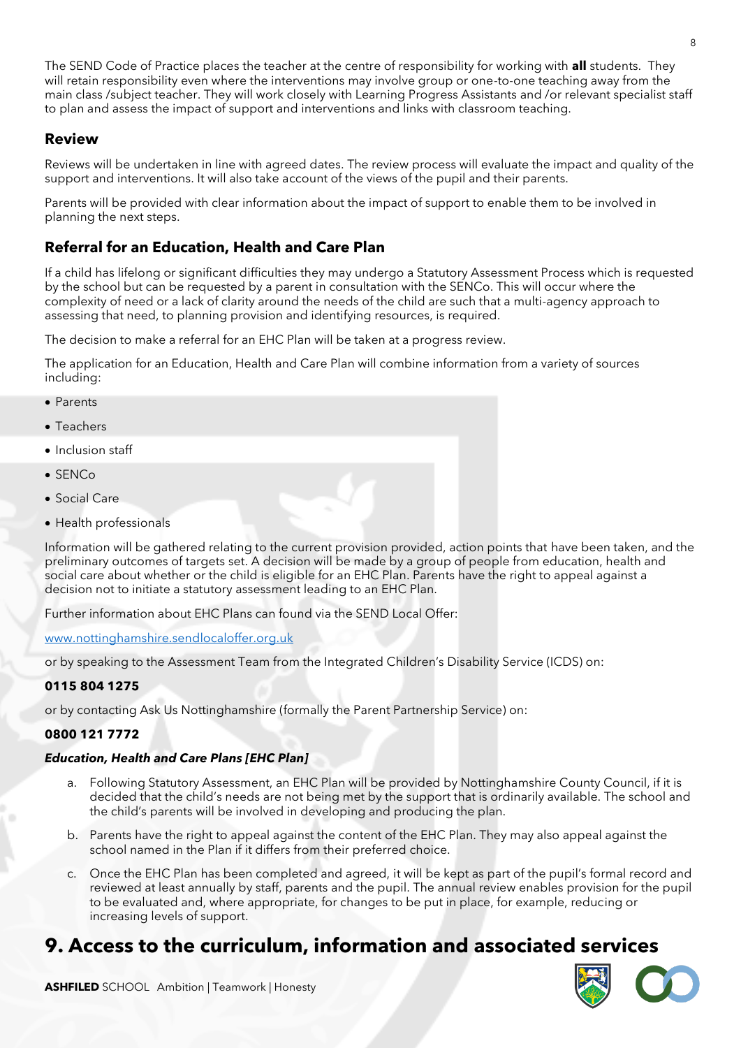The SEND Code of Practice places the teacher at the centre of responsibility for working with **all** students. They will retain responsibility even where the interventions may involve group or one-to-one teaching away from the main class /subject teacher. They will work closely with Learning Progress Assistants and /or relevant specialist staff to plan and assess the impact of support and interventions and links with classroom teaching.

### Review

Reviews will be undertaken in line with agreed dates. The review process will evaluate the impact and quality of the support and interventions. It will also take account of the views of the pupil and their parents.

Parents will be provided with clear information about the impact of support to enable them to be involved in planning the next steps.

### Referral for an Education, Health and Care Plan

If a child has lifelong or significant difficulties they may undergo a Statutory Assessment Process which is requested by the school but can be requested by a parent in consultation with the SENCo. This will occur where the complexity of need or a lack of clarity around the needs of the child are such that a multi-agency approach to assessing that need, to planning provision and identifying resources, is required.

The decision to make a referral for an EHC Plan will be taken at a progress review.

The application for an Education, Health and Care Plan will combine information from a variety of sources including:

- Parents
- Teachers
- Inclusion staff
- SENCo
- Social Care
- Health professionals

Information will be gathered relating to the current provision provided, action points that have been taken, and the preliminary outcomes of targets set. A decision will be made by a group of people from education, health and social care about whether or the child is eligible for an EHC Plan. Parents have the right to appeal against a decision not to initiate a statutory assessment leading to an EHC Plan.

Further information about EHC Plans can found via the SEND Local Offer:

[www.nottinghamshire.sendlocaloffer.org.uk](http://www.nottinghamshire.sendlocaloffer.org.uk)

or by speaking to the Assessment Team from the Integrated Children's Disability Service (ICDS) on:

**0115 804 1275**

or by contacting Ask Us Nottinghamshire (formally the Parent Partnership Service) on:

**0800 121 7772**

***Education, Health and Care Plans [EHC Plan]***

a. Following Statutory Assessment, an EHC Plan will be provided by Nottinghamshire County Council, if it is decided that the child's needs are not being met by the support that is ordinarily available. The school and the child's parents will be involved in developing and producing the plan.

b. Parents have the right to appeal against the content of the EHC Plan. They may also appeal against the school named in the Plan if it differs from their preferred choice.

c. Once the EHC Plan has been completed and agreed, it will be kept as part of the pupil's formal record and reviewed at least annually by staff, parents and the pupil. The annual review enables provision for the pupil to be evaluated and, where appropriate, for changes to be put in place, for example, reducing or increasing levels of support.

## 9. Access to the curriculum, information and associated services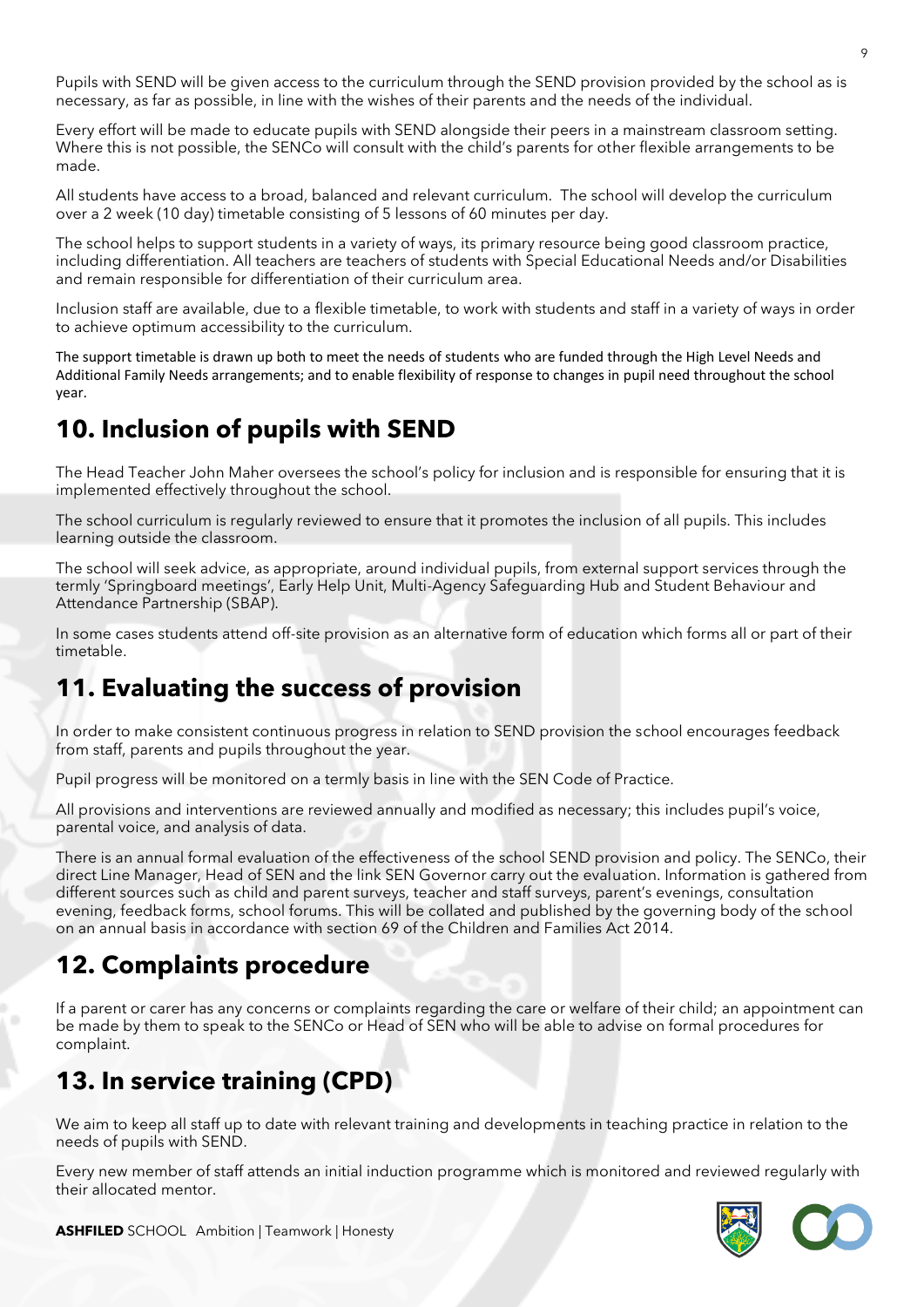Pupils with SEND will be given access to the curriculum through the SEND provision provided by the school as is necessary, as far as possible, in line with the wishes of their parents and the needs of the individual.

Every effort will be made to educate pupils with SEND alongside their peers in a mainstream classroom setting. Where this is not possible, the SENCo will consult with the child's parents for other flexible arrangements to be made.

All students have access to a broad, balanced and relevant curriculum. The school will develop the curriculum over a 2 week (10 day) timetable consisting of 5 lessons of 60 minutes per day.

The school helps to support students in a variety of ways, its primary resource being good classroom practice, including differentiation. All teachers are teachers of students with Special Educational Needs and/or Disabilities and remain responsible for differentiation of their curriculum area.

Inclusion staff are available, due to a flexible timetable, to work with students and staff in a variety of ways in order to achieve optimum accessibility to the curriculum.

The support timetable is drawn up both to meet the needs of students who are funded through the High Level Needs and Additional Family Needs arrangements; and to enable flexibility of response to changes in pupil need throughout the school year.

## 10. Inclusion of pupils with SEND

The Head Teacher John Maher oversees the school's policy for inclusion and is responsible for ensuring that it is implemented effectively throughout the school.

The school curriculum is regularly reviewed to ensure that it promotes the inclusion of all pupils. This includes learning outside the classroom.

The school will seek advice, as appropriate, around individual pupils, from external support services through the termly 'Springboard meetings', Early Help Unit, Multi-Agency Safeguarding Hub and Student Behaviour and Attendance Partnership (SBAP).

In some cases students attend off-site provision as an alternative form of education which forms all or part of their timetable.

## 11. Evaluating the success of provision

In order to make consistent continuous progress in relation to SEND provision the school encourages feedback from staff, parents and pupils throughout the year.

Pupil progress will be monitored on a termly basis in line with the SEN Code of Practice.

All provisions and interventions are reviewed annually and modified as necessary; this includes pupil's voice, parental voice, and analysis of data.

There is an annual formal evaluation of the effectiveness of the school SEND provision and policy. The SENCo, their direct Line Manager, Head of SEN and the link SEN Governor carry out the evaluation. Information is gathered from different sources such as child and parent surveys, teacher and staff surveys, parent's evenings, consultation evening, feedback forms, school forums. This will be collated and published by the governing body of the school on an annual basis in accordance with section 69 of the Children and Families Act 2014.

## 12. Complaints procedure

If a parent or carer has any concerns or complaints regarding the care or welfare of their child; an appointment can be made by them to speak to the SENCo or Head of SEN who will be able to advise on formal procedures for complaint.

## 13. In service training (CPD)

We aim to keep all staff up to date with relevant training and developments in teaching practice in relation to the needs of pupils with SEND.

Every new member of staff attends an initial induction programme which is monitored and reviewed regularly with their allocated mentor.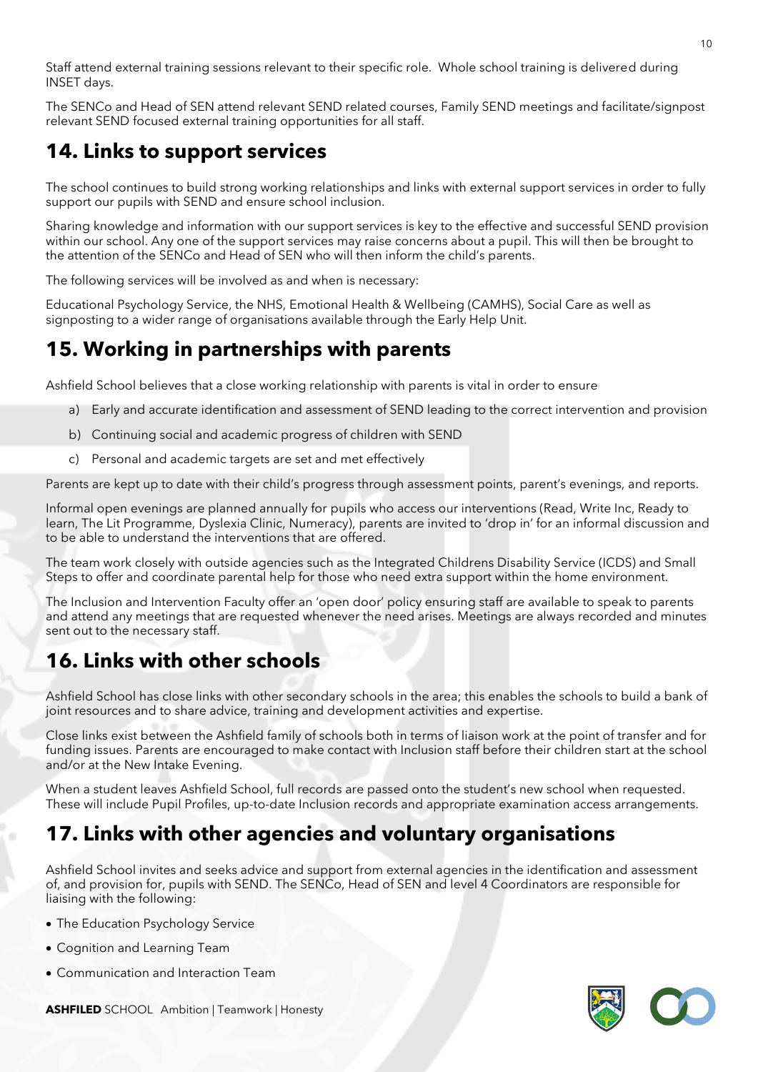Staff attend external training sessions relevant to their specific role. Whole school training is delivered during INSET days.

The SENCo and Head of SEN attend relevant SEND related courses, Family SEND meetings and facilitate/signpost relevant SEND focused external training opportunities for all staff.

## 14. Links to support services

The school continues to build strong working relationships and links with external support services in order to fully support our pupils with SEND and ensure school inclusion.

Sharing knowledge and information with our support services is key to the effective and successful SEND provision within our school. Any one of the support services may raise concerns about a pupil. This will then be brought to the attention of the SENCo and Head of SEN who will then inform the child's parents.

The following services will be involved as and when is necessary:

Educational Psychology Service, the NHS, Emotional Health & Wellbeing (CAMHS), Social Care as well as signposting to a wider range of organisations available through the Early Help Unit.

## 15. Working in partnerships with parents

Ashfield School believes that a close working relationship with parents is vital in order to ensure

a) Early and accurate identification and assessment of SEND leading to the correct intervention and provision
b) Continuing social and academic progress of children with SEND
c) Personal and academic targets are set and met effectively

Parents are kept up to date with their child's progress through assessment points, parent's evenings, and reports.

Informal open evenings are planned annually for pupils who access our interventions (Read, Write Inc, Ready to learn, The Lit Programme, Dyslexia Clinic, Numeracy), parents are invited to 'drop in' for an informal discussion and to be able to understand the interventions that are offered.

The team work closely with outside agencies such as the Integrated Childrens Disability Service (ICDS) and Small Steps to offer and coordinate parental help for those who need extra support within the home environment.

The Inclusion and Intervention Faculty offer an 'open door' policy ensuring staff are available to speak to parents and attend any meetings that are requested whenever the need arises. Meetings are always recorded and minutes sent out to the necessary staff.

## 16. Links with other schools

Ashfield School has close links with other secondary schools in the area; this enables the schools to build a bank of joint resources and to share advice, training and development activities and expertise.

Close links exist between the Ashfield family of schools both in terms of liaison work at the point of transfer and for funding issues. Parents are encouraged to make contact with Inclusion staff before their children start at the school and/or at the New Intake Evening.

When a student leaves Ashfield School, full records are passed onto the student's new school when requested. These will include Pupil Profiles, up-to-date Inclusion records and appropriate examination access arrangements.

## 17. Links with other agencies and voluntary organisations

Ashfield School invites and seeks advice and support from external agencies in the identification and assessment of, and provision for, pupils with SEND. The SENCo, Head of SEN and level 4 Coordinators are responsible for liaising with the following:

- The Education Psychology Service
- Cognition and Learning Team
- Communication and Interaction Team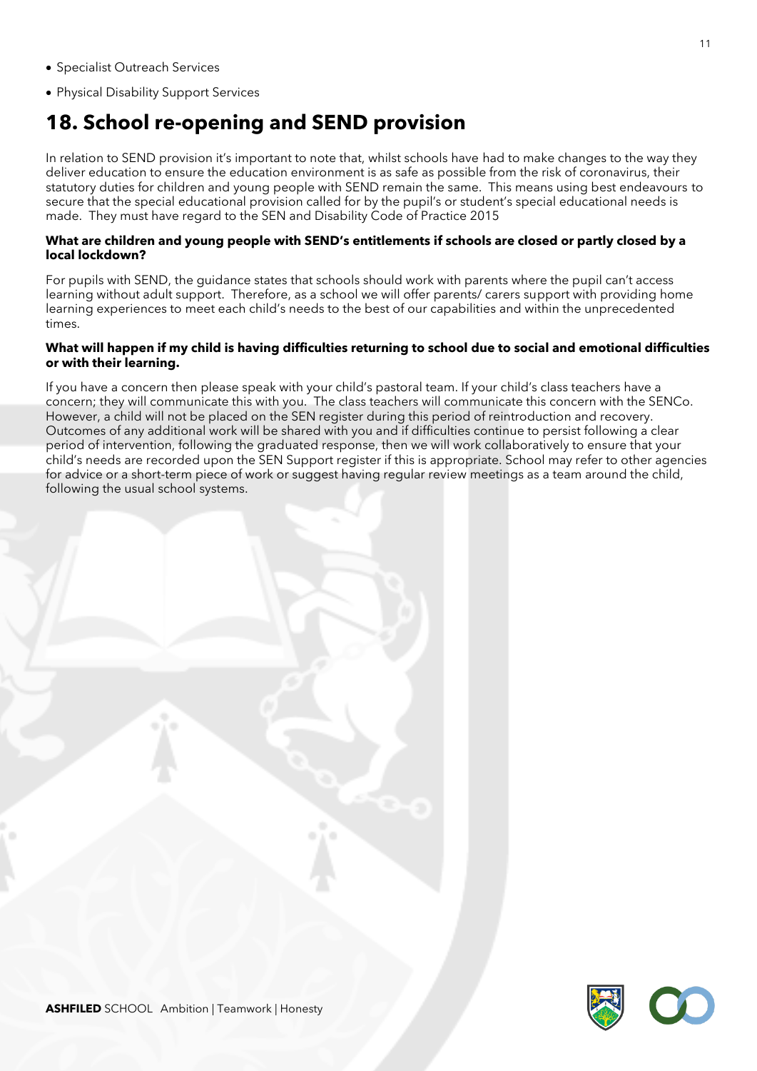- Specialist Outreach Services
- Physical Disability Support Services

# 18. School re-opening and SEND provision

In relation to SEND provision it's important to note that, whilst schools have had to make changes to the way they deliver education to ensure the education environment is as safe as possible from the risk of coronavirus, their statutory duties for children and young people with SEND remain the same. This means using best endeavours to secure that the special educational provision called for by the pupil's or student's special educational needs is made. They must have regard to the SEN and Disability Code of Practice 2015

**What are children and young people with SEND's entitlements if schools are closed or partly closed by a local lockdown?**

For pupils with SEND, the guidance states that schools should work with parents where the pupil can't access learning without adult support. Therefore, as a school we will offer parents/ carers support with providing home learning experiences to meet each child's needs to the best of our capabilities and within the unprecedented times.

**What will happen if my child is having difficulties returning to school due to social and emotional difficulties or with their learning.**

If you have a concern then please speak with your child's pastoral team. If your child's class teachers have a concern; they will communicate this with you. The class teachers will communicate this concern with the SENCo. However, a child will not be placed on the SEN register during this period of reintroduction and recovery. Outcomes of any additional work will be shared with you and if difficulties continue to persist following a clear period of intervention, following the graduated response, then we will work collaboratively to ensure that your child's needs are recorded upon the SEN Support register if this is appropriate. School may refer to other agencies for advice or a short-term piece of work or suggest having regular review meetings as a team around the child, following the usual school systems.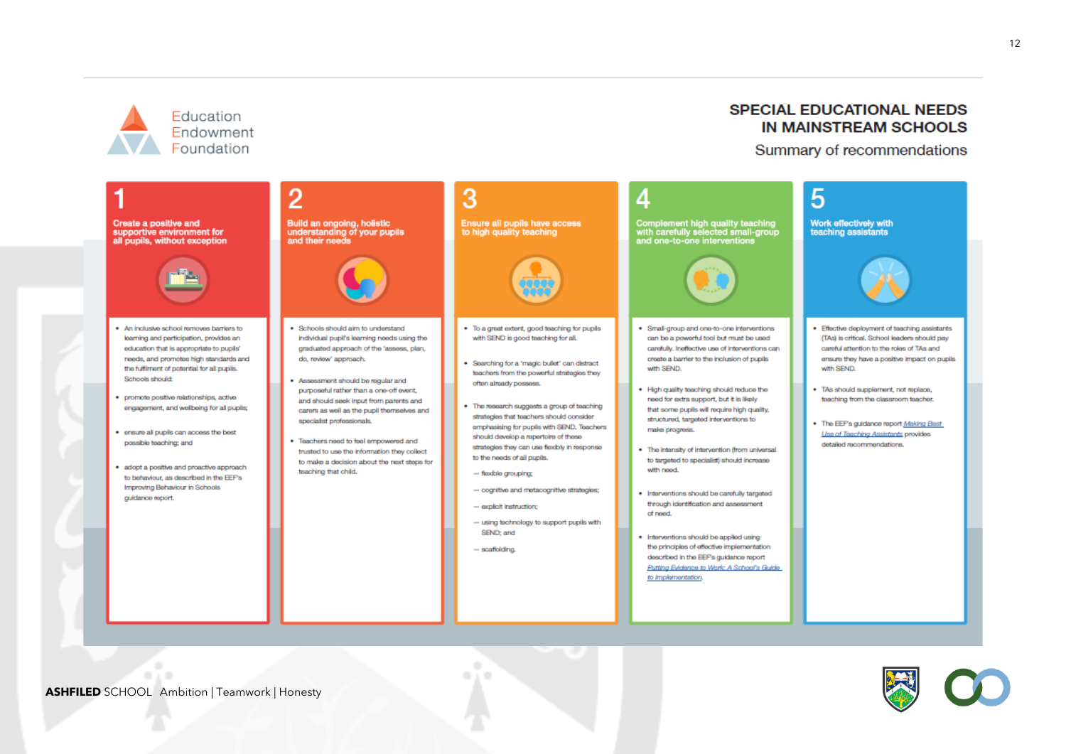Education Endowment Foundation

# SPECIAL EDUCATIONAL NEEDS IN MAINSTREAM SCHOOLS

Summary of recommendations

## 1 Create a positive and supportive environment for all pupils, without exception

- An inclusive school removes barriers to learning and participation, provides an education that is appropriate to pupils' needs, and promotes high standards and the fulfilment of potential for all pupils. Schools should:
- promote positive relationships, active engagement, and wellbeing for all pupils;
- ensure all pupils can access the best possible teaching; and
- adopt a positive and proactive approach to behaviour, as described in the EEF's Improving Behaviour in Schools guidance report.

## 2 Build an ongoing, holistic understanding of your pupils and their needs

- Schools should aim to understand individual pupil's learning needs using the graduated approach of the 'assess, plan, do, review' approach.
- Assessment should be regular and purposeful rather than a one-off event, and should seek input from parents and carers as well as the pupil themselves and specialist professionals.
- Teachers need to feel empowered and trusted to use the information they collect to make a decision about the next steps for teaching that child.

## 3 Ensure all pupils have access to high quality teaching

- To a great extent, good teaching for pupils with SEND is good teaching for all.
- Searching for a 'magic bullet' can distract teachers from the powerful strategies they often already possess.
- The research suggests a group of teaching strategies that teachers should consider emphasising for pupils with SEND. Teachers should develop a repertoire of these strategies they can use flexibly in response to the needs of all pupils.
  - flexible grouping;
  - cognitive and metacognitive strategies;
  - explicit instruction;
  - using technology to support pupils with SEND; and
  - scaffolding.

## 4 Complement high quality teaching with carefully selected small-group and one-to-one interventions

- Small-group and one-to-one interventions can be a powerful tool but must be used carefully. Ineffective use of interventions can create a barrier to the inclusion of pupils with SEND.
- High quality teaching should reduce the need for extra support, but it is likely that some pupils will require high quality, structured, targeted interventions to make progress.
- The intensity of intervention (from universal to targeted to specialist) should increase with need.
- Interventions should be carefully targeted through identification and assessment of need.
- Interventions should be applied using the principles of effective implementation described in the EEF's guidance report *Putting Evidence to Work: A School's Guide to Implementation*.

## 5 Work effectively with teaching assistants

- Effective deployment of teaching assistants (TAs) is critical. School leaders should pay careful attention to the roles of TAs and ensure they have a positive impact on pupils with SEND.
- TAs should supplement, not replace, teaching from the classroom teacher.
- The EEF's guidance report *Making Best Use of Teaching Assistants* provides detailed recommendations.

**ASHFILED** SCHOOL Ambition | Teamwork | Honesty